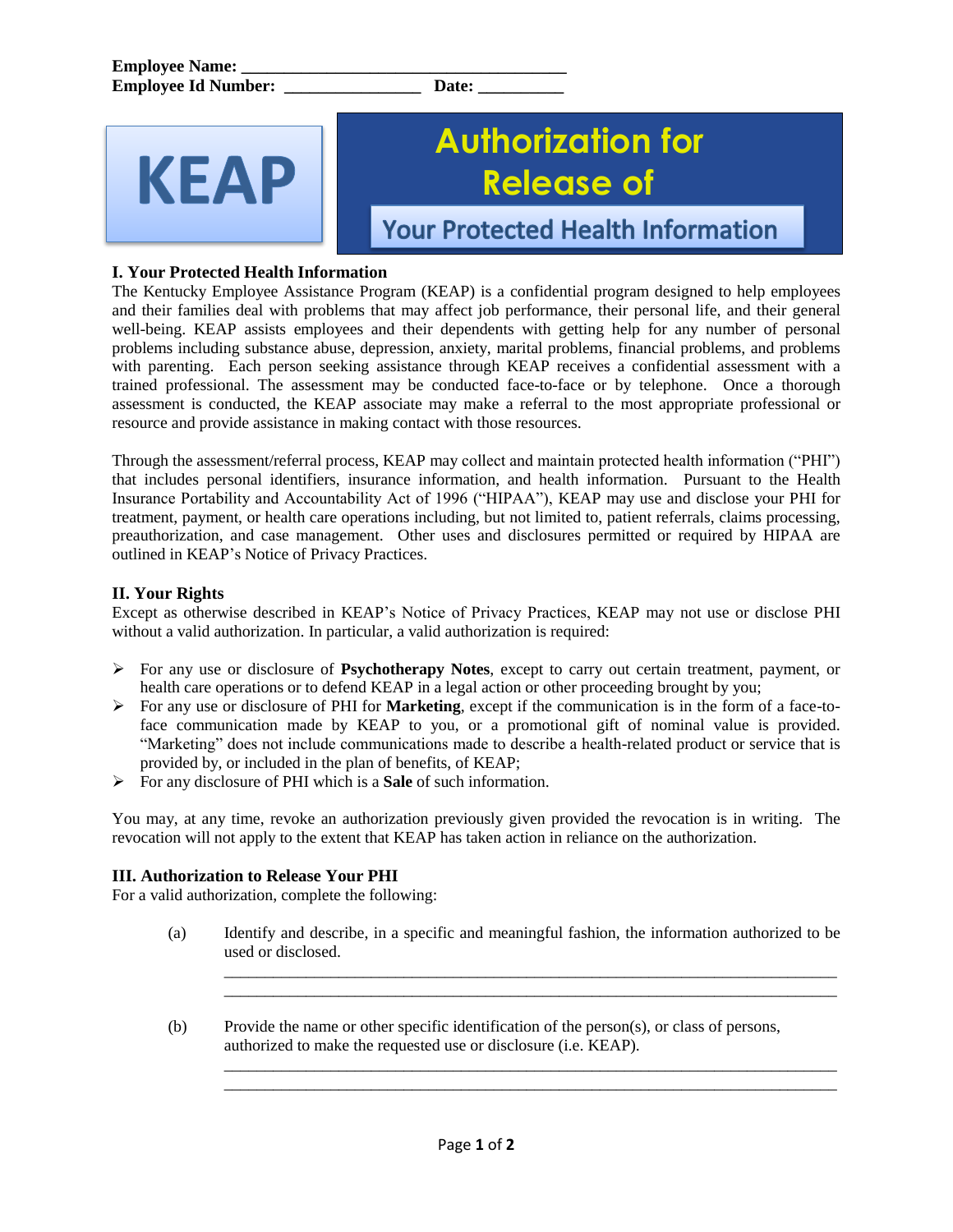**Employee Name:** ______________________________________
**Employee Id Number:** ________________ **Date:** __________

**KEAP**

# Authorization for Release of Your Protected Health Information

## I. Your Protected Health Information

The Kentucky Employee Assistance Program (KEAP) is a confidential program designed to help employees and their families deal with problems that may affect job performance, their personal life, and their general well-being. KEAP assists employees and their dependents with getting help for any number of personal problems including substance abuse, depression, anxiety, marital problems, financial problems, and problems with parenting. Each person seeking assistance through KEAP receives a confidential assessment with a trained professional. The assessment may be conducted face-to-face or by telephone. Once a thorough assessment is conducted, the KEAP associate may make a referral to the most appropriate professional or resource and provide assistance in making contact with those resources.

Through the assessment/referral process, KEAP may collect and maintain protected health information ("PHI") that includes personal identifiers, insurance information, and health information. Pursuant to the Health Insurance Portability and Accountability Act of 1996 ("HIPAA"), KEAP may use and disclose your PHI for treatment, payment, or health care operations including, but not limited to, patient referrals, claims processing, preauthorization, and case management. Other uses and disclosures permitted or required by HIPAA are outlined in KEAP's Notice of Privacy Practices.

## II. Your Rights

Except as otherwise described in KEAP's Notice of Privacy Practices, KEAP may not use or disclose PHI without a valid authorization. In particular, a valid authorization is required:

- For any use or disclosure of **Psychotherapy Notes**, except to carry out certain treatment, payment, or health care operations or to defend KEAP in a legal action or other proceeding brought by you;
- For any use or disclosure of PHI for **Marketing**, except if the communication is in the form of a face-to-face communication made by KEAP to you, or a promotional gift of nominal value is provided. "Marketing" does not include communications made to describe a health-related product or service that is provided by, or included in the plan of benefits, of KEAP;
- For any disclosure of PHI which is a **Sale** of such information.

You may, at any time, revoke an authorization previously given provided the revocation is in writing. The revocation will not apply to the extent that KEAP has taken action in reliance on the authorization.

## III. Authorization to Release Your PHI

For a valid authorization, complete the following:

(a) Identify and describe, in a specific and meaningful fashion, the information authorized to be used or disclosed.

____________________________________________________________________________
____________________________________________________________________________

(b) Provide the name or other specific identification of the person(s), or class of persons, authorized to make the requested use or disclosure (i.e. KEAP).

____________________________________________________________________________
____________________________________________________________________________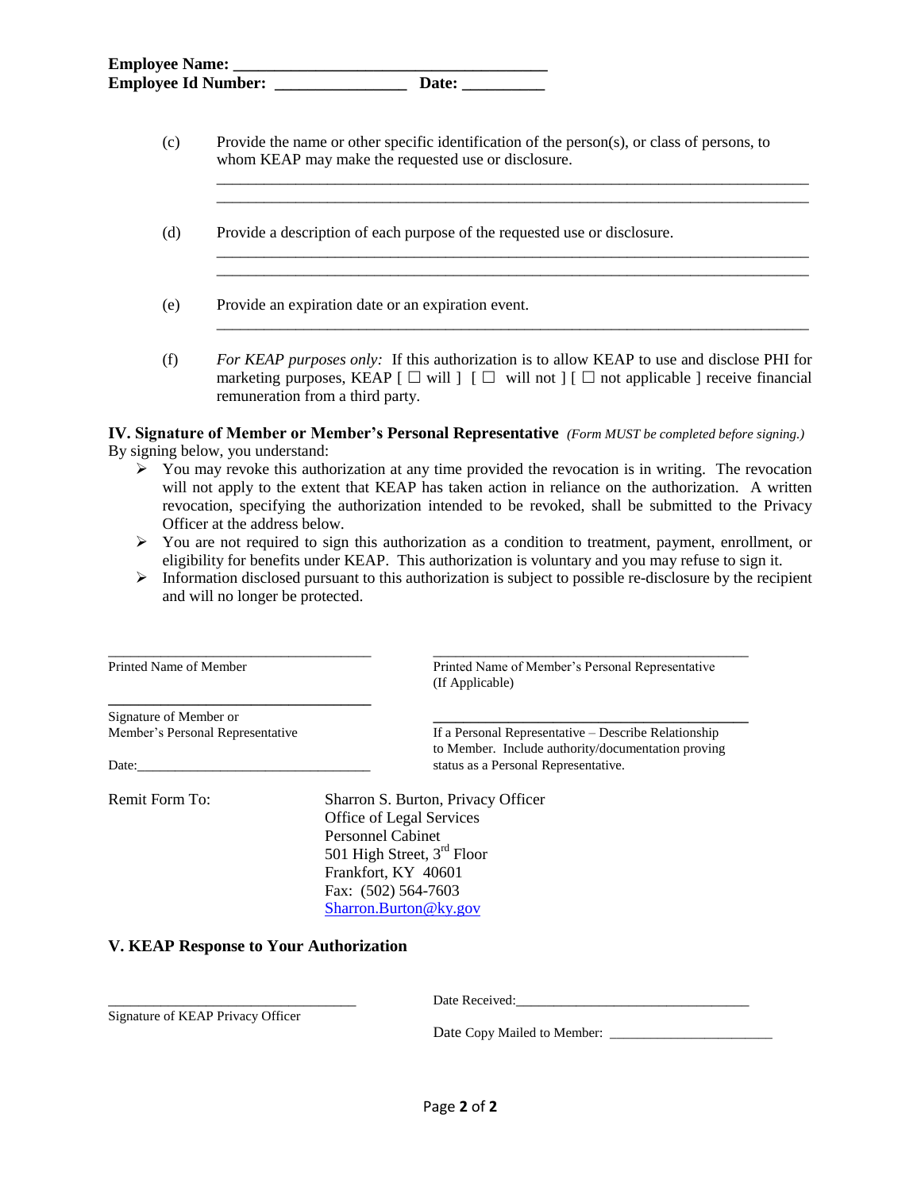**Employee Name:** ______________________________________
**Employee Id Number:** ________________ **Date:** __________

(c) Provide the name or other specific identification of the person(s), or class of persons, to whom KEAP may make the requested use or disclosure.

_____________________________________________________________________________
_____________________________________________________________________________

(d) Provide a description of each purpose of the requested use or disclosure.

_____________________________________________________________________________
_____________________________________________________________________________

(e) Provide an expiration date or an expiration event.

_____________________________________________________________________________

(f) *For KEAP purposes only:* If this authorization is to allow KEAP to use and disclose PHI for marketing purposes, KEAP [ ☐ will ] [ ☐ will not ] [ ☐ not applicable ] receive financial remuneration from a third party.

**IV. Signature of Member or Member's Personal Representative** *(Form MUST be completed before signing.)*

By signing below, you understand:

- You may revoke this authorization at any time provided the revocation is in writing. The revocation will not apply to the extent that KEAP has taken action in reliance on the authorization. A written revocation, specifying the authorization intended to be revoked, shall be submitted to the Privacy Officer at the address below.
- You are not required to sign this authorization as a condition to treatment, payment, enrollment, or eligibility for benefits under KEAP. This authorization is voluntary and you may refuse to sign it.
- Information disclosed pursuant to this authorization is subject to possible re-disclosure by the recipient and will no longer be protected.

____________________________________
Printed Name of Member

____________________________________
Signature of Member or
Member's Personal Representative

Date:_________________________________

____________________________________________
Printed Name of Member's Personal Representative
(If Applicable)

____________________________________________
If a Personal Representative – Describe Relationship to Member. Include authority/documentation proving status as a Personal Representative.

Remit Form To:

Sharron S. Burton, Privacy Officer
Office of Legal Services
Personnel Cabinet
501 High Street, 3rd Floor
Frankfort, KY 40601
Fax: (502) 564-7603
Sharron.Burton@ky.gov

**V. KEAP Response to Your Authorization**

____________________________________
Signature of KEAP Privacy Officer

Date Received:__________________________________

Date Copy Mailed to Member: _______________________